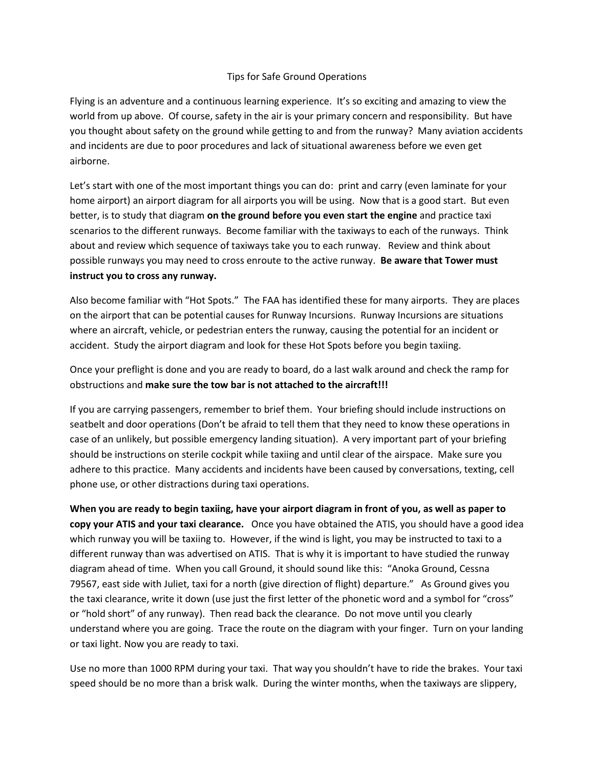# Tips for Safe Ground Operations

Flying is an adventure and a continuous learning experience. It's so exciting and amazing to view the world from up above. Of course, safety in the air is your primary concern and responsibility. But have you thought about safety on the ground while getting to and from the runway? Many aviation accidents and incidents are due to poor procedures and lack of situational awareness before we even get airborne.

Let's start with one of the most important things you can do: print and carry (even laminate for your home airport) an airport diagram for all airports you will be using. Now that is a good start. But even better, is to study that diagram **on the ground before you even start the engine** and practice taxi scenarios to the different runways. Become familiar with the taxiways to each of the runways. Think about and review which sequence of taxiways take you to each runway. Review and think about possible runways you may need to cross enroute to the active runway. **Be aware that Tower must instruct you to cross any runway.**

Also become familiar with "Hot Spots." The FAA has identified these for many airports. They are places on the airport that can be potential causes for Runway Incursions. Runway Incursions are situations where an aircraft, vehicle, or pedestrian enters the runway, causing the potential for an incident or accident. Study the airport diagram and look for these Hot Spots before you begin taxiing.

Once your preflight is done and you are ready to board, do a last walk around and check the ramp for obstructions and **make sure the tow bar is not attached to the aircraft!!!**

If you are carrying passengers, remember to brief them. Your briefing should include instructions on seatbelt and door operations (Don't be afraid to tell them that they need to know these operations in case of an unlikely, but possible emergency landing situation). A very important part of your briefing should be instructions on sterile cockpit while taxiing and until clear of the airspace. Make sure you adhere to this practice. Many accidents and incidents have been caused by conversations, texting, cell phone use, or other distractions during taxi operations.

**When you are ready to begin taxiing, have your airport diagram in front of you, as well as paper to copy your ATIS and your taxi clearance.** Once you have obtained the ATIS, you should have a good idea which runway you will be taxiing to. However, if the wind is light, you may be instructed to taxi to a different runway than was advertised on ATIS. That is why it is important to have studied the runway diagram ahead of time. When you call Ground, it should sound like this: "Anoka Ground, Cessna 79567, east side with Juliet, taxi for a north (give direction of flight) departure." As Ground gives you the taxi clearance, write it down (use just the first letter of the phonetic word and a symbol for "cross" or "hold short" of any runway). Then read back the clearance. Do not move until you clearly understand where you are going. Trace the route on the diagram with your finger. Turn on your landing or taxi light. Now you are ready to taxi.

Use no more than 1000 RPM during your taxi. That way you shouldn't have to ride the brakes. Your taxi speed should be no more than a brisk walk. During the winter months, when the taxiways are slippery,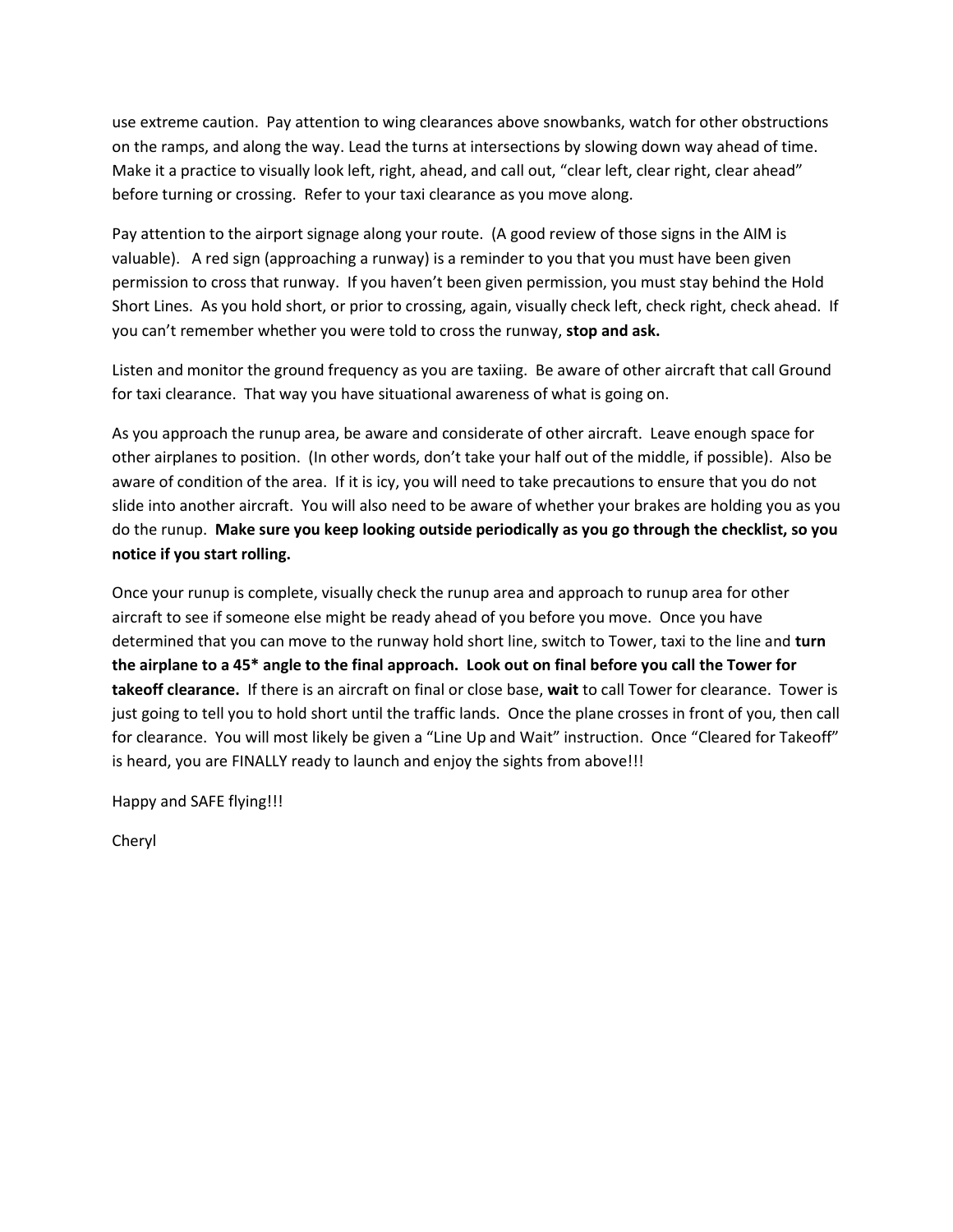use extreme caution. Pay attention to wing clearances above snowbanks, watch for other obstructions on the ramps, and along the way. Lead the turns at intersections by slowing down way ahead of time. Make it a practice to visually look left, right, ahead, and call out, "clear left, clear right, clear ahead" before turning or crossing. Refer to your taxi clearance as you move along.

Pay attention to the airport signage along your route. (A good review of those signs in the AIM is valuable). A red sign (approaching a runway) is a reminder to you that you must have been given permission to cross that runway. If you haven't been given permission, you must stay behind the Hold Short Lines. As you hold short, or prior to crossing, again, visually check left, check right, check ahead. If you can't remember whether you were told to cross the runway, **stop and ask.**

Listen and monitor the ground frequency as you are taxiing. Be aware of other aircraft that call Ground for taxi clearance. That way you have situational awareness of what is going on.

As you approach the runup area, be aware and considerate of other aircraft. Leave enough space for other airplanes to position. (In other words, don't take your half out of the middle, if possible). Also be aware of condition of the area. If it is icy, you will need to take precautions to ensure that you do not slide into another aircraft. You will also need to be aware of whether your brakes are holding you as you do the runup. **Make sure you keep looking outside periodically as you go through the checklist, so you notice if you start rolling.**

Once your runup is complete, visually check the runup area and approach to runup area for other aircraft to see if someone else might be ready ahead of you before you move. Once you have determined that you can move to the runway hold short line, switch to Tower, taxi to the line and **turn the airplane to a 45* angle to the final approach. Look out on final before you call the Tower for takeoff clearance.** If there is an aircraft on final or close base, **wait** to call Tower for clearance. Tower is just going to tell you to hold short until the traffic lands. Once the plane crosses in front of you, then call for clearance. You will most likely be given a "Line Up and Wait" instruction. Once "Cleared for Takeoff" is heard, you are FINALLY ready to launch and enjoy the sights from above!!!

Happy and SAFE flying!!!

Cheryl